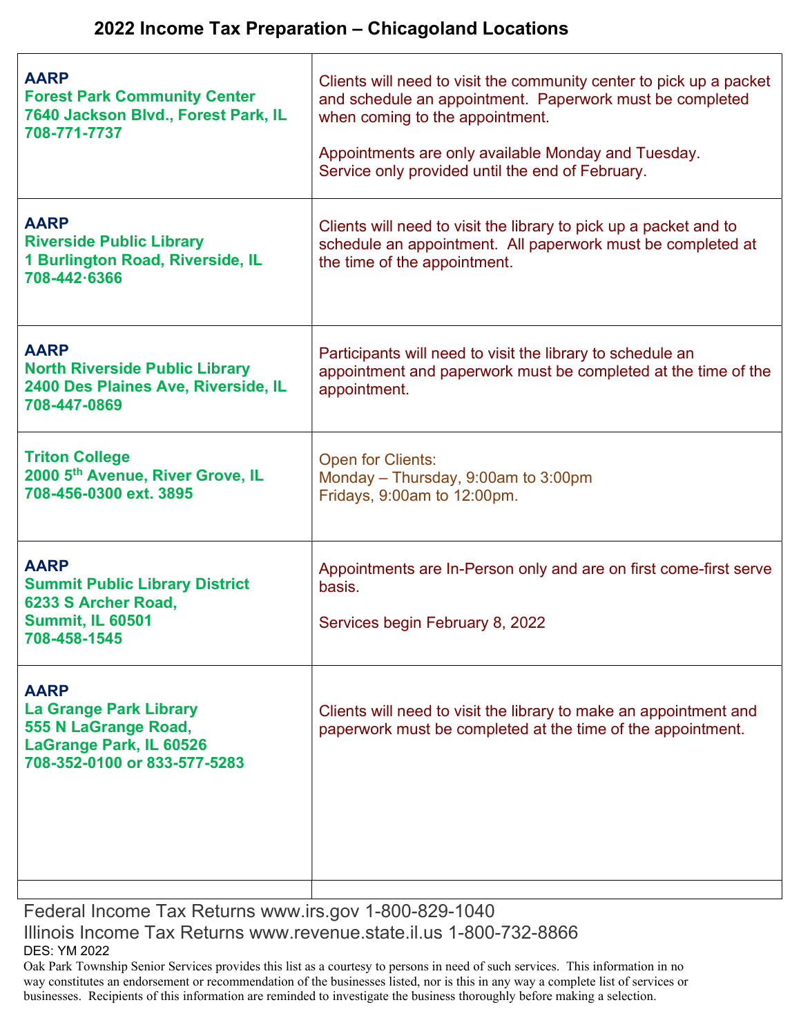# 2022 Income Tax Preparation – Chicagoland Locations

| Location | Details |
|---|---|
| **AARP**<br>**Forest Park Community Center**<br>**7640 Jackson Blvd., Forest Park, IL**<br>**708-771-7737** | Clients will need to visit the community center to pick up a packet and schedule an appointment. Paperwork must be completed when coming to the appointment.<br><br>Appointments are only available Monday and Tuesday.<br>Service only provided until the end of February. |
| **AARP**<br>**Riverside Public Library**<br>**1 Burlington Road, Riverside, IL**<br>**708-442·6366** | Clients will need to visit the library to pick up a packet and to schedule an appointment. All paperwork must be completed at the time of the appointment. |
| **AARP**<br>**North Riverside Public Library**<br>**2400 Des Plaines Ave, Riverside, IL**<br>**708-447-0869** | Participants will need to visit the library to schedule an appointment and paperwork must be completed at the time of the appointment. |
| **Triton College**<br>**2000 5th Avenue, River Grove, IL**<br>**708-456-0300 ext. 3895** | Open for Clients:<br>Monday – Thursday, 9:00am to 3:00pm<br>Fridays, 9:00am to 12:00pm. |
| **AARP**<br>**Summit Public Library District**<br>**6233 S Archer Road,**<br>**Summit, IL 60501**<br>**708-458-1545** | Appointments are In-Person only and are on first come-first serve basis.<br><br>Services begin February 8, 2022 |
| **AARP**<br>**La Grange Park Library**<br>**555 N LaGrange Road,**<br>**LaGrange Park, IL 60526**<br>**708-352-0100 or 833-577-5283** | Clients will need to visit the library to make an appointment and paperwork must be completed at the time of the appointment. |
| | |

Federal Income Tax Returns www.irs.gov 1-800-829-1040

Illinois Income Tax Returns www.revenue.state.il.us 1-800-732-8866

DES: YM 2022

Oak Park Township Senior Services provides this list as a courtesy to persons in need of such services. This information in no way constitutes an endorsement or recommendation of the businesses listed, nor is this in any way a complete list of services or businesses. Recipients of this information are reminded to investigate the business thoroughly before making a selection.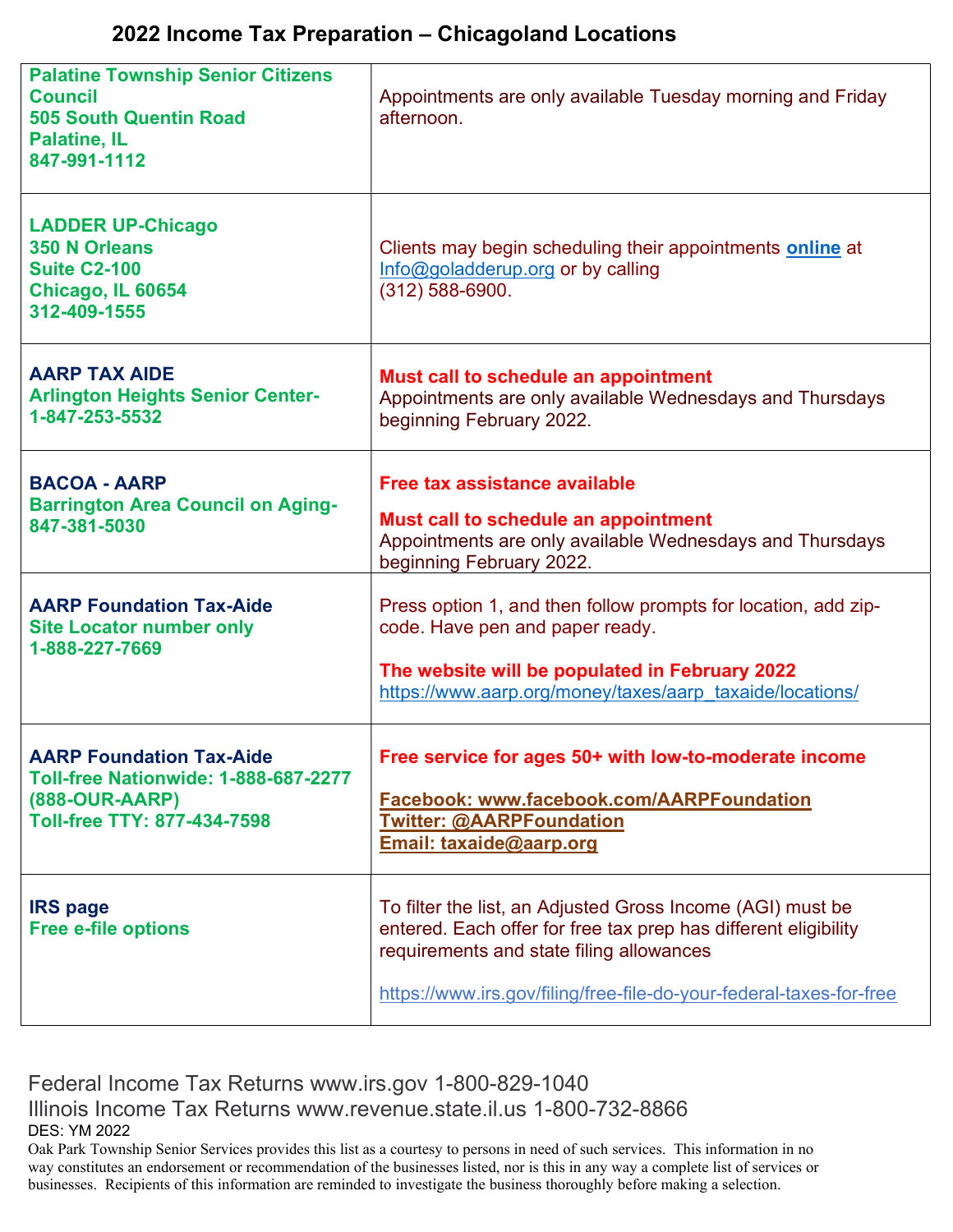# 2022 Income Tax Preparation – Chicagoland Locations

| | |
|---|---|
| **Palatine Township Senior Citizens Council**<br>**505 South Quentin Road**<br>**Palatine, IL**<br>**847-991-1112** | Appointments are only available Tuesday morning and Friday afternoon. |
| **LADDER UP-Chicago**<br>**350 N Orleans**<br>**Suite C2-100**<br>**Chicago, IL 60654**<br>**312-409-1555** | Clients may begin scheduling their appointments **online** at Info@goladderup.org or by calling (312) 588-6900. |
| **AARP TAX AIDE**<br>**Arlington Heights Senior Center-**<br>**1-847-253-5532** | **Must call to schedule an appointment**<br>Appointments are only available Wednesdays and Thursdays beginning February 2022. |
| **BACOA - AARP**<br>**Barrington Area Council on Aging-**<br>**847-381-5030** | **Free tax assistance available**<br>**Must call to schedule an appointment**<br>Appointments are only available Wednesdays and Thursdays beginning February 2022. |
| **AARP Foundation Tax-Aide**<br>**Site Locator number only**<br>**1-888-227-7669** | Press option 1, and then follow prompts for location, add zip-code. Have pen and paper ready.<br>**The website will be populated in February 2022**<br>https://www.aarp.org/money/taxes/aarp_taxaide/locations/ |
| **AARP Foundation Tax-Aide**<br>**Toll-free Nationwide: 1-888-687-2277 (888-OUR-AARP)**<br>**Toll-free TTY: 877-434-7598** | **Free service for ages 50+ with low-to-moderate income**<br>**Facebook: www.facebook.com/AARPFoundation**<br>**Twitter: @AARPFoundation**<br>**Email: taxaide@aarp.org** |
| **IRS page**<br>**Free e-file options** | To filter the list, an Adjusted Gross Income (AGI) must be entered. Each offer for free tax prep has different eligibility requirements and state filing allowances<br>https://www.irs.gov/filing/free-file-do-your-federal-taxes-for-free |

Federal Income Tax Returns www.irs.gov 1-800-829-1040

Illinois Income Tax Returns www.revenue.state.il.us 1-800-732-8866

DES: YM 2022

Oak Park Township Senior Services provides this list as a courtesy to persons in need of such services. This information in no way constitutes an endorsement or recommendation of the businesses listed, nor is this in any way a complete list of services or businesses. Recipients of this information are reminded to investigate the business thoroughly before making a selection.